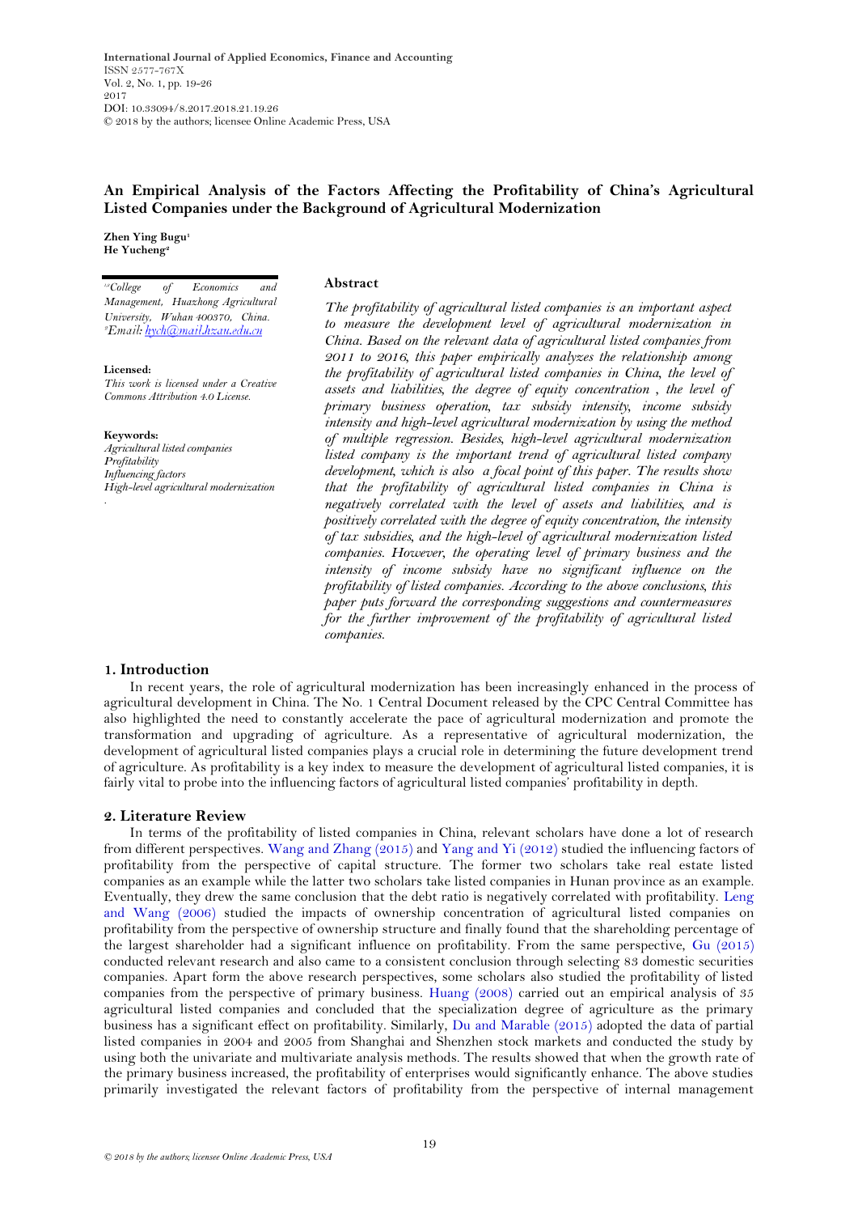# An Empirical Analysis of the Factors Affecting the Profitability of China's Agricultural Listed Companies under the Background of Agricultural Modernization

**Zhen Ying Bugu**[1]
**He Yucheng**[2]

*[1,2]College of Economics and Management, Huazhong Agricultural University, Wuhan 400370, China.*
*[2]Email: hych@mail.hzau.edu.cn*

**Licensed:**
*This work is licensed under a Creative Commons Attribution 4.0 License.*

**Keywords:**
*Agricultural listed companies*
*Profitability*
*Influencing factors*
*High-level agricultural modernization*

## Abstract

*The profitability of agricultural listed companies is an important aspect to measure the development level of agricultural modernization in China. Based on the relevant data of agricultural listed companies from 2011 to 2016, this paper empirically analyzes the relationship among the profitability of agricultural listed companies in China, the level of assets and liabilities, the degree of equity concentration , the level of primary business operation, tax subsidy intensity, income subsidy intensity and high-level agricultural modernization by using the method of multiple regression. Besides, high-level agricultural modernization listed company is the important trend of agricultural listed company development, which is also a focal point of this paper. The results show that the profitability of agricultural listed companies in China is negatively correlated with the level of assets and liabilities, and is positively correlated with the degree of equity concentration, the intensity of tax subsidies, and the high-level of agricultural modernization listed companies. However, the operating level of primary business and the intensity of income subsidy have no significant influence on the profitability of listed companies. According to the above conclusions, this paper puts forward the corresponding suggestions and countermeasures for the further improvement of the profitability of agricultural listed companies.*

## 1. Introduction

In recent years, the role of agricultural modernization has been increasingly enhanced in the process of agricultural development in China. The No. 1 Central Document released by the CPC Central Committee has also highlighted the need to constantly accelerate the pace of agricultural modernization and promote the transformation and upgrading of agriculture. As a representative of agricultural modernization, the development of agricultural listed companies plays a crucial role in determining the future development trend of agriculture. As profitability is a key index to measure the development of agricultural listed companies, it is fairly vital to probe into the influencing factors of agricultural listed companies' profitability in depth.

## 2. Literature Review

In terms of the profitability of listed companies in China, relevant scholars have done a lot of research from different perspectives. Wang and Zhang (2015) and Yang and Yi (2012) studied the influencing factors of profitability from the perspective of capital structure. The former two scholars take real estate listed companies as an example while the latter two scholars take listed companies in Hunan province as an example. Eventually, they drew the same conclusion that the debt ratio is negatively correlated with profitability. Leng and Wang (2006) studied the impacts of ownership concentration of agricultural listed companies on profitability from the perspective of ownership structure and finally found that the shareholding percentage of the largest shareholder had a significant influence on profitability. From the same perspective, Gu (2015) conducted relevant research and also came to a consistent conclusion through selecting 83 domestic securities companies. Apart form the above research perspectives, some scholars also studied the profitability of listed companies from the perspective of primary business. Huang (2008) carried out an empirical analysis of 35 agricultural listed companies and concluded that the specialization degree of agriculture as the primary business has a significant effect on profitability. Similarly, Du and Marable (2015) adopted the data of partial listed companies in 2004 and 2005 from Shanghai and Shenzhen stock markets and conducted the study by using both the univariate and multivariate analysis methods. The results showed that when the growth rate of the primary business increased, the profitability of enterprises would significantly enhance. The above studies primarily investigated the relevant factors of profitability from the perspective of internal management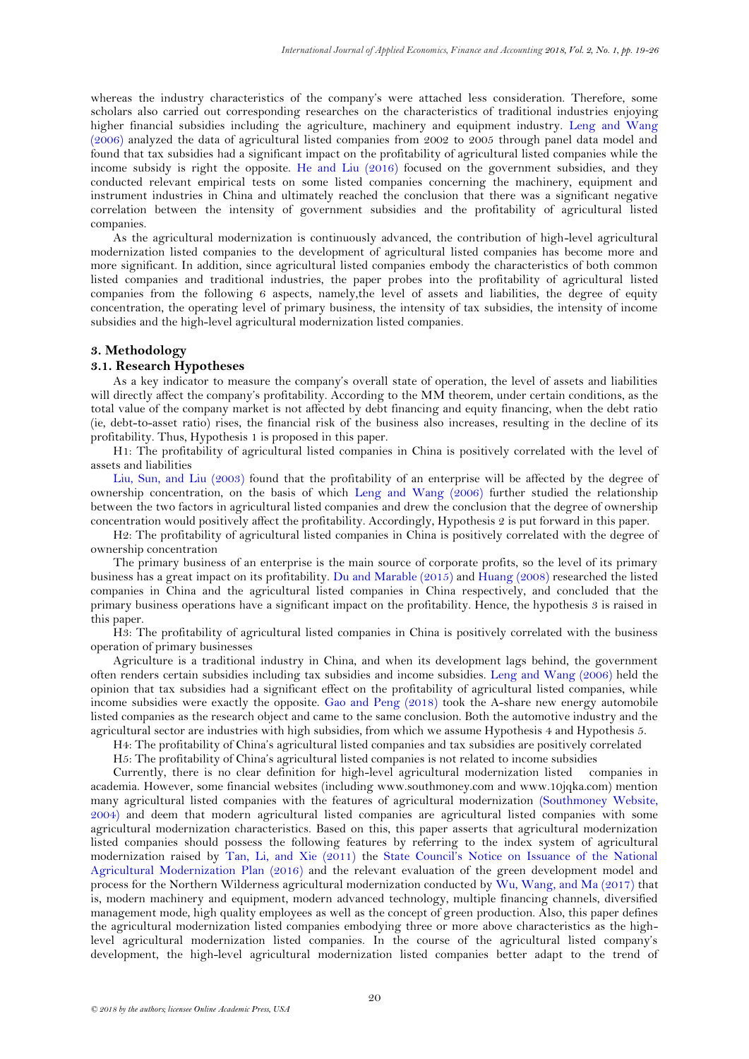whereas the industry characteristics of the company's were attached less consideration. Therefore, some scholars also carried out corresponding researches on the characteristics of traditional industries enjoying higher financial subsidies including the agriculture, machinery and equipment industry. Leng and Wang (2006) analyzed the data of agricultural listed companies from 2002 to 2005 through panel data model and found that tax subsidies had a significant impact on the profitability of agricultural listed companies while the income subsidy is right the opposite. He and Liu (2016) focused on the government subsidies, and they conducted relevant empirical tests on some listed companies concerning the machinery, equipment and instrument industries in China and ultimately reached the conclusion that there was a significant negative correlation between the intensity of government subsidies and the profitability of agricultural listed companies.

As the agricultural modernization is continuously advanced, the contribution of high-level agricultural modernization listed companies to the development of agricultural listed companies has become more and more significant. In addition, since agricultural listed companies embody the characteristics of both common listed companies and traditional industries, the paper probes into the profitability of agricultural listed companies from the following 6 aspects, namely,the level of assets and liabilities, the degree of equity concentration, the operating level of primary business, the intensity of tax subsidies, the intensity of income subsidies and the high-level agricultural modernization listed companies.

## 3. Methodology

### 3.1. Research Hypotheses

As a key indicator to measure the company's overall state of operation, the level of assets and liabilities will directly affect the company's profitability. According to the MM theorem, under certain conditions, as the total value of the company market is not affected by debt financing and equity financing, when the debt ratio (ie, debt-to-asset ratio) rises, the financial risk of the business also increases, resulting in the decline of its profitability. Thus, Hypothesis 1 is proposed in this paper.

H1: The profitability of agricultural listed companies in China is positively correlated with the level of assets and liabilities

Liu, Sun, and Liu (2003) found that the profitability of an enterprise will be affected by the degree of ownership concentration, on the basis of which Leng and Wang (2006) further studied the relationship between the two factors in agricultural listed companies and drew the conclusion that the degree of ownership concentration would positively affect the profitability. Accordingly, Hypothesis 2 is put forward in this paper.

H2: The profitability of agricultural listed companies in China is positively correlated with the degree of ownership concentration

The primary business of an enterprise is the main source of corporate profits, so the level of its primary business has a great impact on its profitability. Du and Marable (2015) and Huang (2008) researched the listed companies in China and the agricultural listed companies in China respectively, and concluded that the primary business operations have a significant impact on the profitability. Hence, the hypothesis 3 is raised in this paper.

H3: The profitability of agricultural listed companies in China is positively correlated with the business operation of primary businesses

Agriculture is a traditional industry in China, and when its development lags behind, the government often renders certain subsidies including tax subsidies and income subsidies. Leng and Wang (2006) held the opinion that tax subsidies had a significant effect on the profitability of agricultural listed companies, while income subsidies were exactly the opposite. Gao and Peng (2018) took the A-share new energy automobile listed companies as the research object and came to the same conclusion. Both the automotive industry and the agricultural sector are industries with high subsidies, from which we assume Hypothesis 4 and Hypothesis 5.

H4: The profitability of China's agricultural listed companies and tax subsidies are positively correlated

H5: The profitability of China's agricultural listed companies is not related to income subsidies

Currently, there is no clear definition for high-level agricultural modernization listed companies in academia. However, some financial websites (including www.southmoney.com and www.10jqka.com) mention many agricultural listed companies with the features of agricultural modernization (Southmoney Website, 2004) and deem that modern agricultural listed companies are agricultural listed companies with some agricultural modernization characteristics. Based on this, this paper asserts that agricultural modernization listed companies should possess the following features by referring to the index system of agricultural modernization raised by Tan, Li, and Xie (2011) the State Council's Notice on Issuance of the National Agricultural Modernization Plan (2016) and the relevant evaluation of the green development model and process for the Northern Wilderness agricultural modernization conducted by Wu, Wang, and Ma (2017) that is, modern machinery and equipment, modern advanced technology, multiple financing channels, diversified management mode, high quality employees as well as the concept of green production. Also, this paper defines the agricultural modernization listed companies embodying three or more above characteristics as the high-level agricultural modernization listed companies. In the course of the agricultural listed company's development, the high-level agricultural modernization listed companies better adapt to the trend of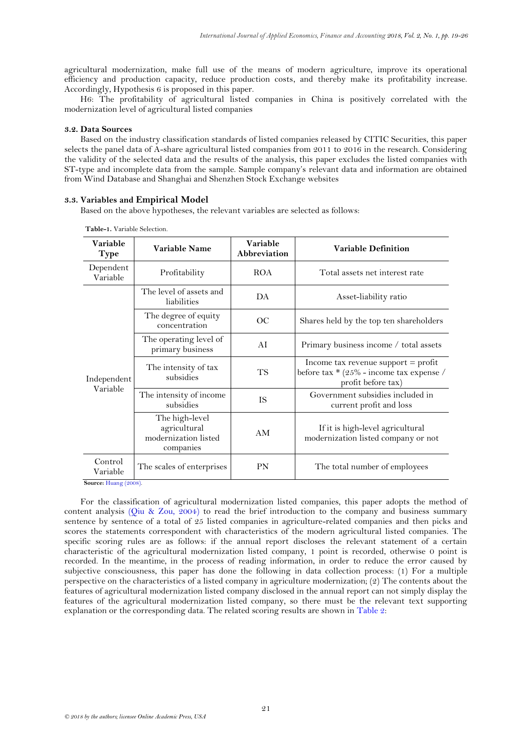agricultural modernization, make full use of the means of modern agriculture, improve its operational efficiency and production capacity, reduce production costs, and thereby make its profitability increase. Accordingly, Hypothesis 6 is proposed in this paper.

H6: The profitability of agricultural listed companies in China is positively correlated with the modernization level of agricultural listed companies

### 3.2. Data Sources

Based on the industry classification standards of listed companies released by CITIC Securities, this paper selects the panel data of A-share agricultural listed companies from 2011 to 2016 in the research. Considering the validity of the selected data and the results of the analysis, this paper excludes the listed companies with ST-type and incomplete data from the sample. Sample company's relevant data and information are obtained from Wind Database and Shanghai and Shenzhen Stock Exchange websites

### 3.3. Variables and Empirical Model

Based on the above hypotheses, the relevant variables are selected as follows:

**Table-1.** Variable Selection.

| Variable Type | Variable Name | Variable Abbreviation | Variable Definition |
|---|---|---|---|
| Dependent Variable | Profitability | ROA | Total assets net interest rate |
| Independent Variable | The level of assets and liabilities | DA | Asset-liability ratio |
| | The degree of equity concentration | OC | Shares held by the top ten shareholders |
| | The operating level of primary business | AI | Primary business income / total assets |
| | The intensity of tax subsidies | TS | Income tax revenue support = profit before tax * (25% - income tax expense / profit before tax) |
| | The intensity of income subsidies | IS | Government subsidies included in current profit and loss |
| | The high-level agricultural modernization listed companies | AM | If it is high-level agricultural modernization listed company or not |
| Control Variable | The scales of enterprises | PN | The total number of employees |

**Source:** Huang (2008).

For the classification of agricultural modernization listed companies, this paper adopts the method of content analysis (Qiu & Zou, 2004) to read the brief introduction to the company and business summary sentence by sentence of a total of 25 listed companies in agriculture-related companies and then picks and scores the statements correspondent with characteristics of the modern agricultural listed companies. The specific scoring rules are as follows: if the annual report discloses the relevant statement of a certain characteristic of the agricultural modernization listed company, 1 point is recorded, otherwise 0 point is recorded. In the meantime, in the process of reading information, in order to reduce the error caused by subjective consciousness, this paper has done the following in data collection process: (1) For a multiple perspective on the characteristics of a listed company in agriculture modernization; (2) The contents about the features of agricultural modernization listed company disclosed in the annual report can not simply display the features of the agricultural modernization listed company, so there must be the relevant text supporting explanation or the corresponding data. The related scoring results are shown in Table 2: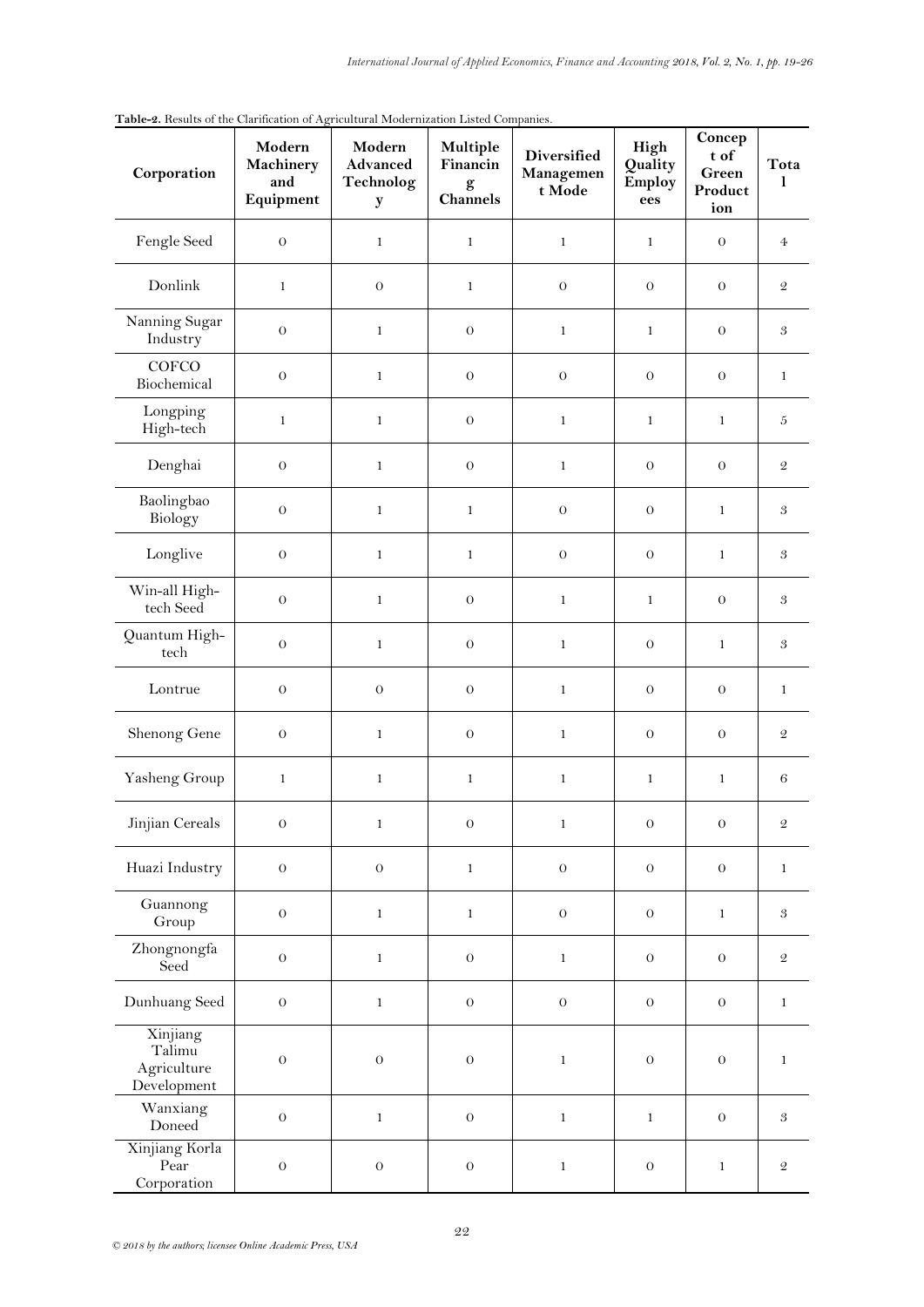**Table-2.** Results of the Clarification of Agricultural Modernization Listed Companies.

| Corporation | Modern Machinery and Equipment | Modern Advanced Technology | Multiple Financing Channels | Diversified Management Mode | High Quality Employees | Concept of Green Production | Total |
|---|---|---|---|---|---|---|---|
| Fengle Seed | 0 | 1 | 1 | 1 | 1 | 0 | 4 |
| Donlink | 1 | 0 | 1 | 0 | 0 | 0 | 2 |
| Nanning Sugar Industry | 0 | 1 | 0 | 1 | 1 | 0 | 3 |
| COFCO Biochemical | 0 | 1 | 0 | 0 | 0 | 0 | 1 |
| Longping High-tech | 1 | 1 | 0 | 1 | 1 | 1 | 5 |
| Denghai | 0 | 1 | 0 | 1 | 0 | 0 | 2 |
| Baolingbao Biology | 0 | 1 | 1 | 0 | 0 | 1 | 3 |
| Longlive | 0 | 1 | 1 | 0 | 0 | 1 | 3 |
| Win-all High-tech Seed | 0 | 1 | 0 | 1 | 1 | 0 | 3 |
| Quantum High-tech | 0 | 1 | 0 | 1 | 0 | 1 | 3 |
| Lontrue | 0 | 0 | 0 | 1 | 0 | 0 | 1 |
| Shenong Gene | 0 | 1 | 0 | 1 | 0 | 0 | 2 |
| Yasheng Group | 1 | 1 | 1 | 1 | 1 | 1 | 6 |
| Jinjian Cereals | 0 | 1 | 0 | 1 | 0 | 0 | 2 |
| Huazi Industry | 0 | 0 | 1 | 0 | 0 | 0 | 1 |
| Guannong Group | 0 | 1 | 1 | 0 | 0 | 1 | 3 |
| Zhongnongfa Seed | 0 | 1 | 0 | 1 | 0 | 0 | 2 |
| Dunhuang Seed | 0 | 1 | 0 | 0 | 0 | 0 | 1 |
| Xinjiang Talimu Agriculture Development | 0 | 0 | 0 | 1 | 0 | 0 | 1 |
| Wanxiang Doneed | 0 | 1 | 0 | 1 | 1 | 0 | 3 |
| Xinjiang Korla Pear Corporation | 0 | 0 | 0 | 1 | 0 | 1 | 2 |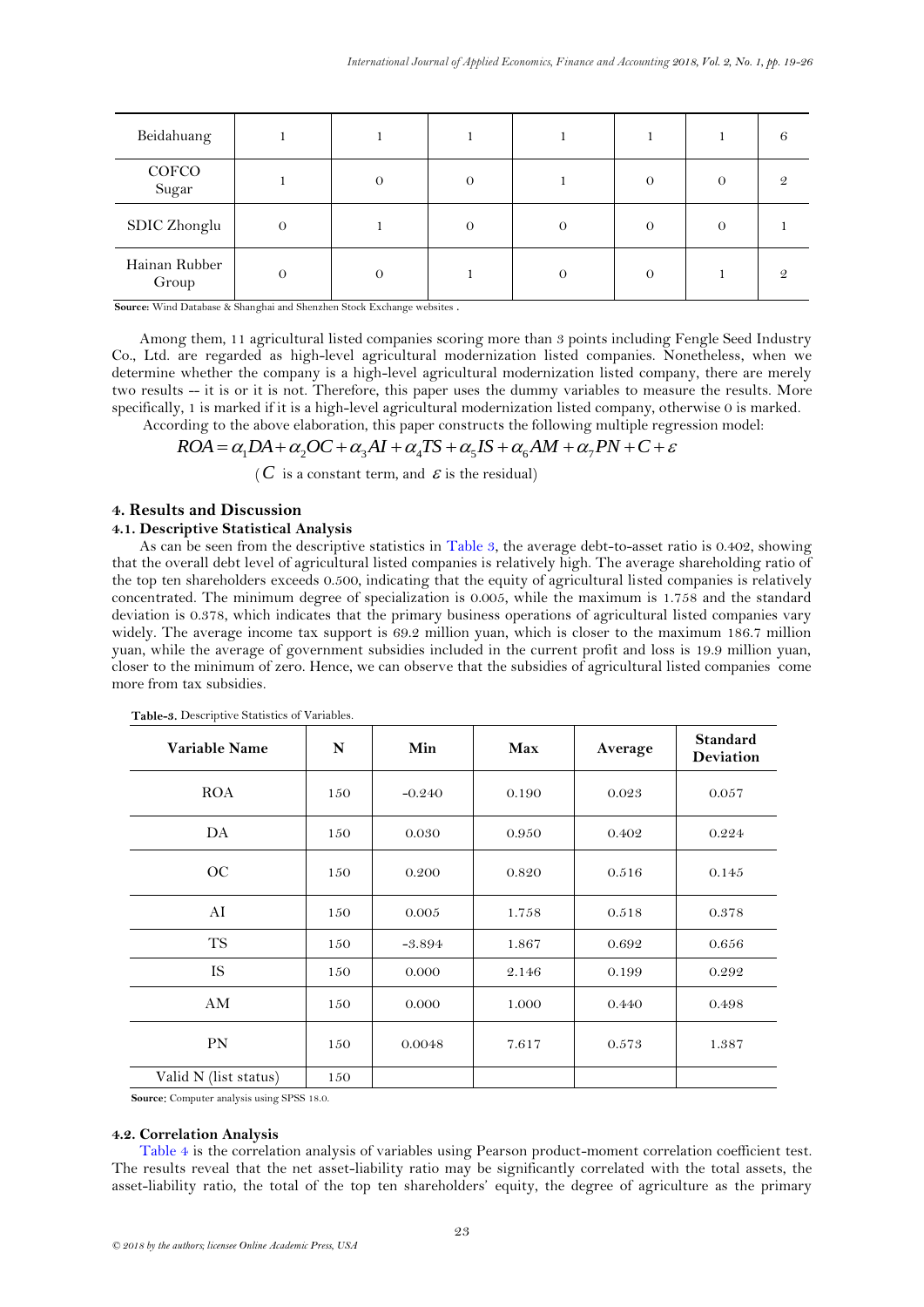| Beidahuang | 1 | 1 | 1 | 1 | 1 | 1 | 6 |
|---|---|---|---|---|---|---|---|
| COFCO Sugar | 1 | 0 | 0 | 1 | 0 | 0 | 2 |
| SDIC Zhonglu | 0 | 1 | 0 | 0 | 0 | 0 | 1 |
| Hainan Rubber Group | 0 | 0 | 1 | 0 | 0 | 1 | 2 |

**Source:** Wind Database & Shanghai and Shenzhen Stock Exchange websites .

Among them, 11 agricultural listed companies scoring more than 3 points including Fengle Seed Industry Co., Ltd. are regarded as high-level agricultural modernization listed companies. Nonetheless, when we determine whether the company is a high-level agricultural modernization listed company, there are merely two results -- it is or it is not. Therefore, this paper uses the dummy variables to measure the results. More specifically, 1 is marked if it is a high-level agricultural modernization listed company, otherwise 0 is marked.

According to the above elaboration, this paper constructs the following multiple regression model:

$$ROA = \alpha_1 DA + \alpha_2 OC + \alpha_3 AI + \alpha_4 TS + \alpha_5 IS + \alpha_6 AM + \alpha_7 PN + C + \varepsilon$$

($C$ is a constant term, and $\varepsilon$ is the residual)

## 4. Results and Discussion

### 4.1. Descriptive Statistical Analysis

As can be seen from the descriptive statistics in Table 3, the average debt-to-asset ratio is 0.402, showing that the overall debt level of agricultural listed companies is relatively high. The average shareholding ratio of the top ten shareholders exceeds 0.500, indicating that the equity of agricultural listed companies is relatively concentrated. The minimum degree of specialization is 0.005, while the maximum is 1.758 and the standard deviation is 0.378, which indicates that the primary business operations of agricultural listed companies vary widely. The average income tax support is 69.2 million yuan, which is closer to the maximum 186.7 million yuan, while the average of government subsidies included in the current profit and loss is 19.9 million yuan, closer to the minimum of zero. Hence, we can observe that the subsidies of agricultural listed companies come more from tax subsidies.

**Table-3.** Descriptive Statistics of Variables.

| Variable Name | N | Min | Max | Average | Standard Deviation |
|---|---|---|---|---|---|
| ROA | 150 | -0.240 | 0.190 | 0.023 | 0.057 |
| DA | 150 | 0.030 | 0.950 | 0.402 | 0.224 |
| OC | 150 | 0.200 | 0.820 | 0.516 | 0.145 |
| AI | 150 | 0.005 | 1.758 | 0.518 | 0.378 |
| TS | 150 | -3.894 | 1.867 | 0.692 | 0.656 |
| IS | 150 | 0.000 | 2.146 | 0.199 | 0.292 |
| AM | 150 | 0.000 | 1.000 | 0.440 | 0.498 |
| PN | 150 | 0.0048 | 7.617 | 0.573 | 1.387 |
| Valid N (list status) | 150 | | | | |

**Source**: Computer analysis using SPSS 18.0.

### 4.2. Correlation Analysis

Table 4 is the correlation analysis of variables using Pearson product-moment correlation coefficient test. The results reveal that the net asset-liability ratio may be significantly correlated with the total assets, the asset-liability ratio, the total of the top ten shareholders' equity, the degree of agriculture as the primary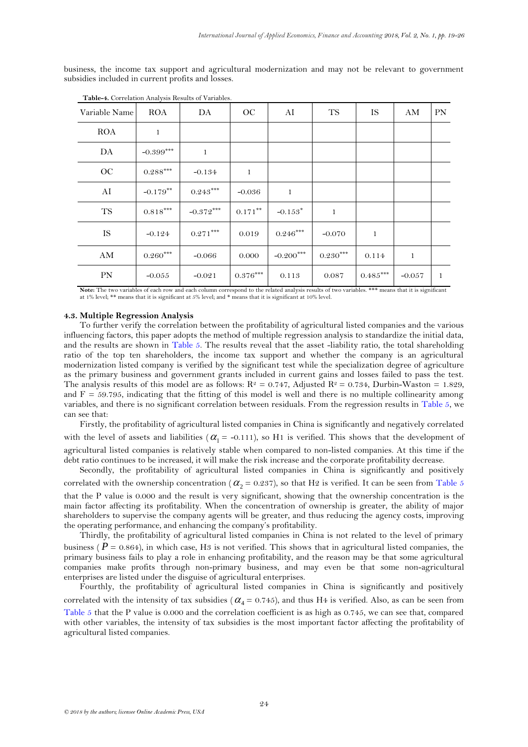business, the income tax support and agricultural modernization and may not be relevant to government subsidies included in current profits and losses.

**Table-4.** Correlation Analysis Results of Variables.

| Variable Name | ROA | DA | OC | AI | TS | IS | AM | PN |
|---|---|---|---|---|---|---|---|---|
| ROA | 1 | | | | | | | |
| DA | -0.399*** | 1 | | | | | | |
| OC | 0.288*** | -0.134 | 1 | | | | | |
| AI | -0.179** | 0.243*** | -0.036 | 1 | | | | |
| TS | 0.818*** | -0.372*** | 0.171** | -0.153* | 1 | | | |
| IS | -0.124 | 0.271*** | 0.019 | 0.246*** | -0.070 | 1 | | |
| AM | 0.260*** | -0.066 | 0.000 | -0.200*** | 0.230*** | 0.114 | 1 | |
| PN | -0.055 | -0.021 | 0.376*** | 0.113 | 0.087 | 0.485*** | -0.057 | 1 |

**Note:** The two variables of each row and each column correspond to the related analysis results of two variables. *** means that it is significant at 1% level; ** means that it is significant at 5% level; and * means that it is significant at 10% level.

### 4.3. Multiple Regression Analysis

To further verify the correlation between the profitability of agricultural listed companies and the various influencing factors, this paper adopts the method of multiple regression analysis to standardize the initial data, and the results are shown in Table 5. The results reveal that the asset -liability ratio, the total shareholding ratio of the top ten shareholders, the income tax support and whether the company is an agricultural modernization listed company is verified by the significant test while the specialization degree of agriculture as the primary business and government grants included in current gains and losses failed to pass the test. The analysis results of this model are as follows: $R^2 = 0.747$, Adjusted $R^2 = 0.734$, Durbin-Waston = 1.829, and F = 59.795, indicating that the fitting of this model is well and there is no multiple collinearity among variables, and there is no significant correlation between residuals. From the regression results in Table 5, we can see that:

Firstly, the profitability of agricultural listed companies in China is significantly and negatively correlated with the level of assets and liabilities ($\alpha_1 = -0.111$), so H1 is verified. This shows that the development of agricultural listed companies is relatively stable when compared to non-listed companies. At this time if the debt ratio continues to be increased, it will make the risk increase and the corporate profitability decrease.

Secondly, the profitability of agricultural listed companies in China is significantly and positively correlated with the ownership concentration ($\alpha_2 = 0.237$), so that H2 is verified. It can be seen from Table 5 that the P value is 0.000 and the result is very significant, showing that the ownership concentration is the main factor affecting its profitability. When the concentration of ownership is greater, the ability of major shareholders to supervise the company agents will be greater, and thus reducing the agency costs, improving the operating performance, and enhancing the company's profitability.

Thirdly, the profitability of agricultural listed companies in China is not related to the level of primary business ($P = 0.864$), in which case, H3 is not verified. This shows that in agricultural listed companies, the primary business fails to play a role in enhancing profitability, and the reason may be that some agricultural companies make profits through non-primary business, and may even be that some non-agricultural enterprises are listed under the disguise of agricultural enterprises.

Fourthly, the profitability of agricultural listed companies in China is significantly and positively correlated with the intensity of tax subsidies ($\alpha_4 = 0.745$), and thus H4 is verified. Also, as can be seen from Table 5 that the P value is 0.000 and the correlation coefficient is as high as 0.745, we can see that, compared with other variables, the intensity of tax subsidies is the most important factor affecting the profitability of agricultural listed companies.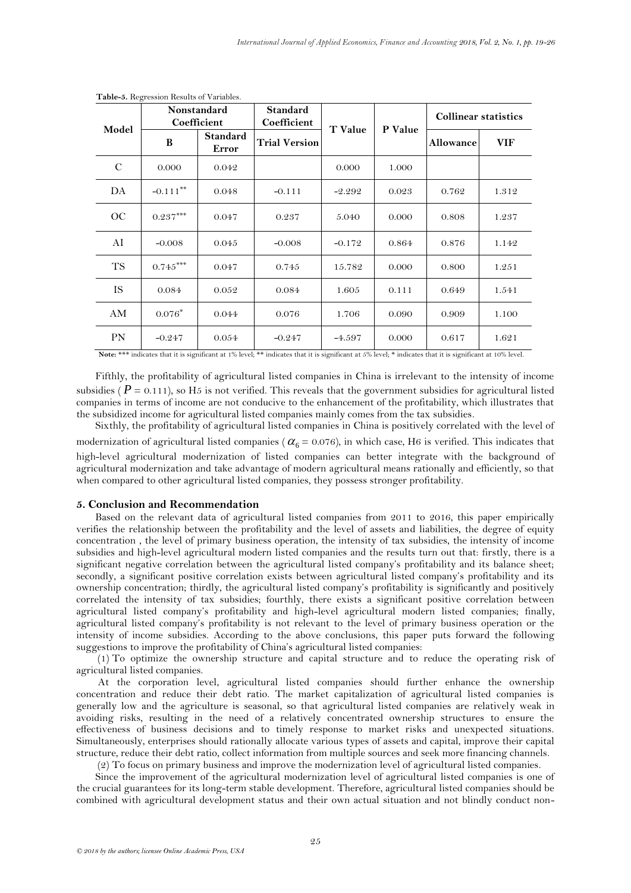**Table-5.** Regression Results of Variables.

| Model | Nonstandard Coefficient | | Standard Coefficient | T Value | P Value | Collinear statistics | |
|---|---|---|---|---|---|---|---|
| | B | Standard Error | Trial Version | | | Allowance | VIF |
| C | 0.000 | 0.042 | | 0.000 | 1.000 | | |
| DA | $-0.111^{**}$ | 0.048 | -0.111 | -2.292 | 0.023 | 0.762 | 1.312 |
| OC | $0.237^{***}$ | 0.047 | 0.237 | 5.040 | 0.000 | 0.808 | 1.237 |
| AI | -0.008 | 0.045 | -0.008 | -0.172 | 0.864 | 0.876 | 1.142 |
| TS | $0.745^{***}$ | 0.047 | 0.745 | 15.782 | 0.000 | 0.800 | 1.251 |
| IS | 0.084 | 0.052 | 0.084 | 1.605 | 0.111 | 0.649 | 1.541 |
| AM | $0.076^{*}$ | 0.044 | 0.076 | 1.706 | 0.090 | 0.909 | 1.100 |
| PN | -0.247 | 0.054 | -0.247 | -4.597 | 0.000 | 0.617 | 1.621 |

**Note:** *** indicates that it is significant at 1% level; ** indicates that it is significant at 5% level; * indicates that it is significant at 10% level.

Fifthly, the profitability of agricultural listed companies in China is irrelevant to the intensity of income subsidies ($P = 0.111$), so H5 is not verified. This reveals that the government subsidies for agricultural listed companies in terms of income are not conducive to the enhancement of the profitability, which illustrates that the subsidized income for agricultural listed companies mainly comes from the tax subsidies.

Sixthly, the profitability of agricultural listed companies in China is positively correlated with the level of modernization of agricultural listed companies ($\alpha_6 = 0.076$), in which case, H6 is verified. This indicates that high-level agricultural modernization of listed companies can better integrate with the background of agricultural modernization and take advantage of modern agricultural means rationally and efficiently, so that when compared to other agricultural listed companies, they possess stronger profitability.

## 5. Conclusion and Recommendation

Based on the relevant data of agricultural listed companies from 2011 to 2016, this paper empirically verifies the relationship between the profitability and the level of assets and liabilities, the degree of equity concentration , the level of primary business operation, the intensity of tax subsidies, the intensity of income subsidies and high-level agricultural modern listed companies and the results turn out that: firstly, there is a significant negative correlation between the agricultural listed company's profitability and its balance sheet; secondly, a significant positive correlation exists between agricultural listed company's profitability and its ownership concentration; thirdly, the agricultural listed company's profitability is significantly and positively correlated the intensity of tax subsidies; fourthly, there exists a significant positive correlation between agricultural listed company's profitability and high-level agricultural modern listed companies; finally, agricultural listed company's profitability is not relevant to the level of primary business operation or the intensity of income subsidies. According to the above conclusions, this paper puts forward the following suggestions to improve the profitability of China's agricultural listed companies:

(1) To optimize the ownership structure and capital structure and to reduce the operating risk of agricultural listed companies.

At the corporation level, agricultural listed companies should further enhance the ownership concentration and reduce their debt ratio. The market capitalization of agricultural listed companies is generally low and the agriculture is seasonal, so that agricultural listed companies are relatively weak in avoiding risks, resulting in the need of a relatively concentrated ownership structures to ensure the effectiveness of business decisions and to timely response to market risks and unexpected situations. Simultaneously, enterprises should rationally allocate various types of assets and capital, improve their capital structure, reduce their debt ratio, collect information from multiple sources and seek more financing channels.

(2) To focus on primary business and improve the modernization level of agricultural listed companies.

Since the improvement of the agricultural modernization level of agricultural listed companies is one of the crucial guarantees for its long-term stable development. Therefore, agricultural listed companies should be combined with agricultural development status and their own actual situation and not blindly conduct non-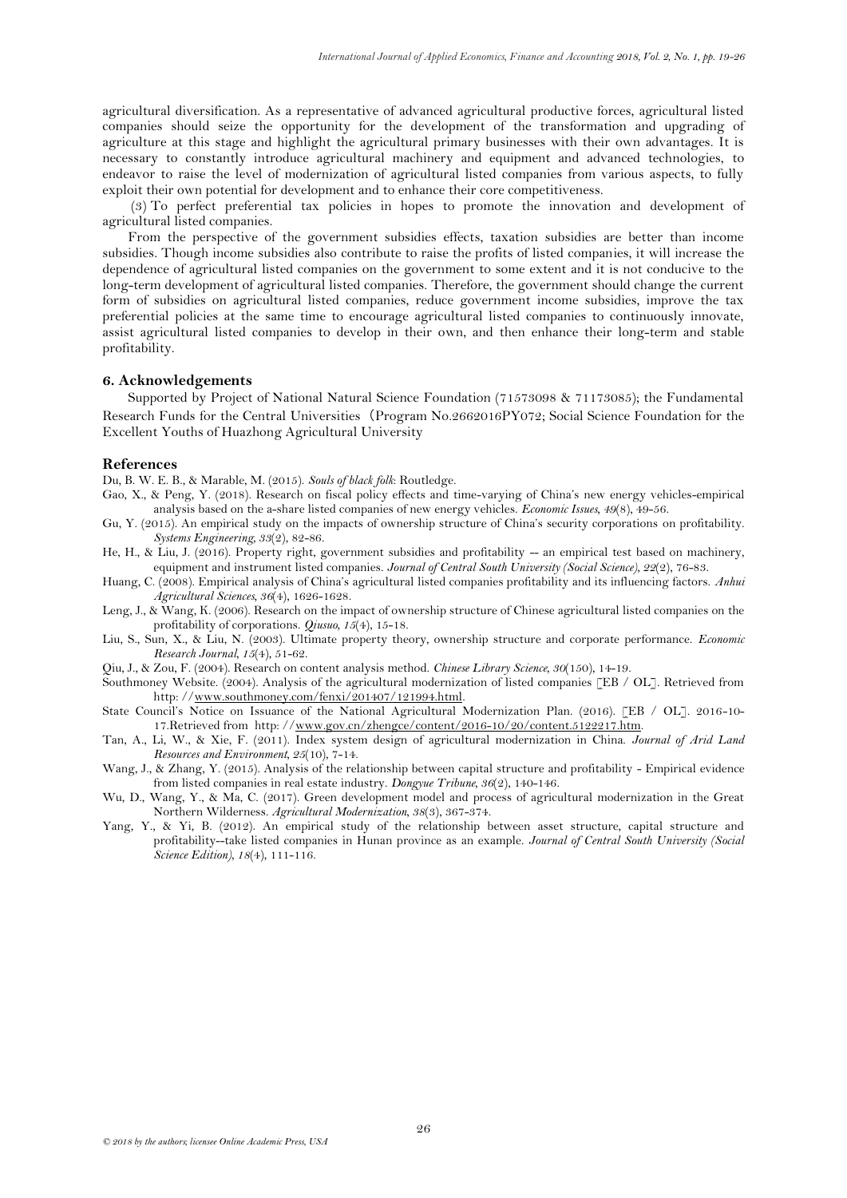agricultural diversification. As a representative of advanced agricultural productive forces, agricultural listed companies should seize the opportunity for the development of the transformation and upgrading of agriculture at this stage and highlight the agricultural primary businesses with their own advantages. It is necessary to constantly introduce agricultural machinery and equipment and advanced technologies, to endeavor to raise the level of modernization of agricultural listed companies from various aspects, to fully exploit their own potential for development and to enhance their core competitiveness.

(3) To perfect preferential tax policies in hopes to promote the innovation and development of agricultural listed companies.

From the perspective of the government subsidies effects, taxation subsidies are better than income subsidies. Though income subsidies also contribute to raise the profits of listed companies, it will increase the dependence of agricultural listed companies on the government to some extent and it is not conducive to the long-term development of agricultural listed companies. Therefore, the government should change the current form of subsidies on agricultural listed companies, reduce government income subsidies, improve the tax preferential policies at the same time to encourage agricultural listed companies to continuously innovate, assist agricultural listed companies to develop in their own, and then enhance their long-term and stable profitability.

## 6. Acknowledgements

Supported by Project of National Natural Science Foundation (71573098 & 71173085); the Fundamental Research Funds for the Central Universities（Program No.2662016PY072; Social Science Foundation for the Excellent Youths of Huazhong Agricultural University

## References

Du, B. W. E. B., & Marable, M. (2015). *Souls of black folk*: Routledge.

Gao, X., & Peng, Y. (2018). Research on fiscal policy effects and time-varying of China's new energy vehicles-empirical analysis based on the a-share listed companies of new energy vehicles. *Economic Issues*, *49*(8), 49-56.

Gu, Y. (2015). An empirical study on the impacts of ownership structure of China's security corporations on profitability. *Systems Engineering*, *33*(2), 82-86.

He, H., & Liu, J. (2016). Property right, government subsidies and profitability -- an empirical test based on machinery, equipment and instrument listed companies. *Journal of Central South University (Social Science)*, *22*(2), 76-83.

Huang, C. (2008). Empirical analysis of China's agricultural listed companies profitability and its influencing factors. *Anhui Agricultural Sciences*, *36*(4), 1626-1628.

Leng, J., & Wang, K. (2006). Research on the impact of ownership structure of Chinese agricultural listed companies on the profitability of corporations. *Qiusuo*, *15*(4), 15-18.

Liu, S., Sun, X., & Liu, N. (2003). Ultimate property theory, ownership structure and corporate performance. *Economic Research Journal*, *15*(4), 51-62.

Qiu, J., & Zou, F. (2004). Research on content analysis method. *Chinese Library Science*, *30*(150), 14-19.

Southmoney Website. (2004). Analysis of the agricultural modernization of listed companies [EB / OL]. Retrieved from http: //www.southmoney.com/fenxi/201407/121994.html.

State Council's Notice on Issuance of the National Agricultural Modernization Plan. (2016). [EB / OL]. 2016-10-17.Retrieved from http: //www.gov.cn/zhengce/content/2016-10/20/content.5122217.htm.

Tan, A., Li, W., & Xie, F. (2011). Index system design of agricultural modernization in China. *Journal of Arid Land Resources and Environment*, *25*(10), 7-14.

Wang, J., & Zhang, Y. (2015). Analysis of the relationship between capital structure and profitability - Empirical evidence from listed companies in real estate industry. *Dongyue Tribune*, *36*(2), 140-146.

Wu, D., Wang, Y., & Ma, C. (2017). Green development model and process of agricultural modernization in the Great Northern Wilderness. *Agricultural Modernization*, *38*(3), 367-374.

Yang, Y., & Yi, B. (2012). An empirical study of the relationship between asset structure, capital structure and profitability--take listed companies in Hunan province as an example. *Journal of Central South University (Social Science Edition)*, *18*(4), 111-116.